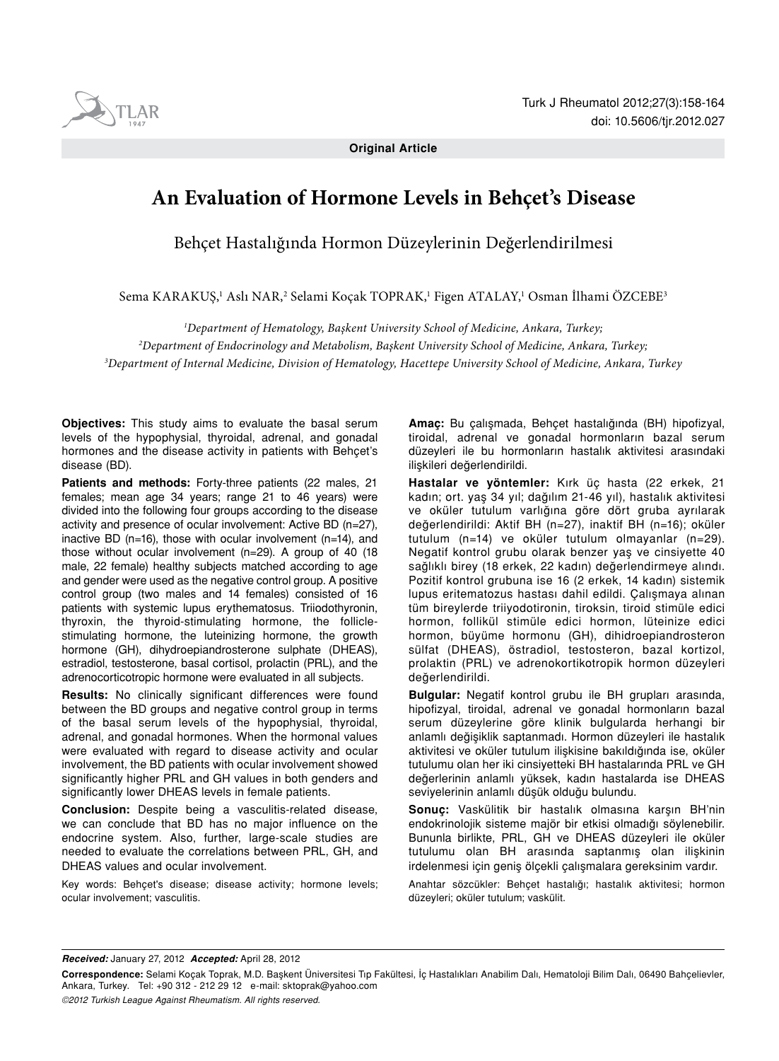**Original Article**

# An Evaluation of Hormone Levels in Behçet's Disease

## Behçet Hastalığında Hormon Düzeylerinin Değerlendirilmesi

Sema KARAKUŞ,[1] Aslı NAR,[2] Selami Koçak TOPRAK,[1] Figen ATALAY,[1] Osman İlhami ÖZCEBE[3]

[1]*Department of Hematology, Başkent University School of Medicine, Ankara, Turkey;*
[2]*Department of Endocrinology and Metabolism, Başkent University School of Medicine, Ankara, Turkey;*
[3]*Department of Internal Medicine, Division of Hematology, Hacettepe University School of Medicine, Ankara, Turkey*

**Objectives:** This study aims to evaluate the basal serum levels of the hypophysial, thyroidal, adrenal, and gonadal hormones and the disease activity in patients with Behçet's disease (BD).

**Patients and methods:** Forty-three patients (22 males, 21 females; mean age 34 years; range 21 to 46 years) were divided into the following four groups according to the disease activity and presence of ocular involvement: Active BD (n=27), inactive BD (n=16), those with ocular involvement (n=14), and those without ocular involvement (n=29). A group of 40 (18 male, 22 female) healthy subjects matched according to age and gender were used as the negative control group. A positive control group (two males and 14 females) consisted of 16 patients with systemic lupus erythematosus. Triiodothyronin, thyroxin, the thyroid-stimulating hormone, the follicle-stimulating hormone, the luteinizing hormone, the growth hormone (GH), dihydroepiandrosterone sulphate (DHEAS), estradiol, testosterone, basal cortisol, prolactin (PRL), and the adrenocorticotropic hormone were evaluated in all subjects.

**Results:** No clinically significant differences were found between the BD groups and negative control group in terms of the basal serum levels of the hypophysial, thyroidal, adrenal, and gonadal hormones. When the hormonal values were evaluated with regard to disease activity and ocular involvement, the BD patients with ocular involvement showed significantly higher PRL and GH values in both genders and significantly lower DHEAS levels in female patients.

**Conclusion:** Despite being a vasculitis-related disease, we can conclude that BD has no major influence on the endocrine system. Also, further, large-scale studies are needed to evaluate the correlations between PRL, GH, and DHEAS values and ocular involvement.

Key words: Behçet's disease; disease activity; hormone levels; ocular involvement; vasculitis.

**Amaç:** Bu çalışmada, Behçet hastalığında (BH) hipofizyal, tiroidal, adrenal ve gonadal hormonların bazal serum düzeyleri ile bu hormonların hastalık aktivitesi arasındaki ilişkileri değerlendirildi.

**Hastalar ve yöntemler:** Kırk üç hasta (22 erkek, 21 kadın; ort. yaş 34 yıl; dağılım 21-46 yıl), hastalık aktivitesi ve oküler tutulum varlığına göre dört gruba ayrılarak değerlendirildi: Aktif BH (n=27), inaktif BH (n=16); oküler tutulum (n=14) ve oküler tutulum olmayanlar (n=29). Negatif kontrol grubu olarak benzer yaş ve cinsiyette 40 sağlıklı birey (18 erkek, 22 kadın) değerlendirmeye alındı. Pozitif kontrol grubuna ise 16 (2 erkek, 14 kadın) sistemik lupus eritematozus hastası dahil edildi. Çalışmaya alınan tüm bireylerde triiyodotironin, tiroksin, tiroid stimüle edici hormon, follikül stimüle edici hormon, lüteinize edici hormon, büyüme hormonu (GH), dihidroepiandrosteron sülfat (DHEAS), östradiol, testosteron, bazal kortizol, prolaktin (PRL) ve adrenokortikotropik hormon düzeyleri değerlendirildi.

**Bulgular:** Negatif kontrol grubu ile BH grupları arasında, hipofizyal, tiroidal, adrenal ve gonadal hormonların bazal serum düzeylerine göre klinik bulgularda herhangi bir anlamlı değişiklik saptanmadı. Hormon düzeyleri ile hastalık aktivitesi ve oküler tutulum ilişkisine bakıldığında ise, oküler tutulumu olan her iki cinsiyetteki BH hastalarında PRL ve GH değerlerinin anlamlı yüksek, kadın hastalarda ise DHEAS seviyelerinin anlamlı düşük olduğu bulundu.

**Sonuç:** Vaskülitik bir hastalık olmasına karşın BH'nin endokrinolojik sisteme majör bir etkisi olmadığı söylenebilir. Bununla birlikte, PRL, GH ve DHEAS düzeyleri ile oküler tutulumu olan BH arasında saptanmış olan ilişkinin irdelenmesi için geniş ölçekli çalışmalara gereksinim vardır.

Anahtar sözcükler: Behçet hastalığı; hastalık aktivitesi; hormon düzeyleri; oküler tutulum; vaskülit.

***Received:*** January 27, 2012 ***Accepted:*** April 28, 2012

**Correspondence:** Selami Koçak Toprak, M.D. Başkent Üniversitesi Tıp Fakültesi, İç Hastalıkları Anabilim Dalı, Hematoloji Bilim Dalı, 06490 Bahçelievler, Ankara, Turkey. Tel: +90 312 - 212 29 12 e-mail: sktoprak@yahoo.com

*©2012 Turkish League Against Rheumatism. All rights reserved.*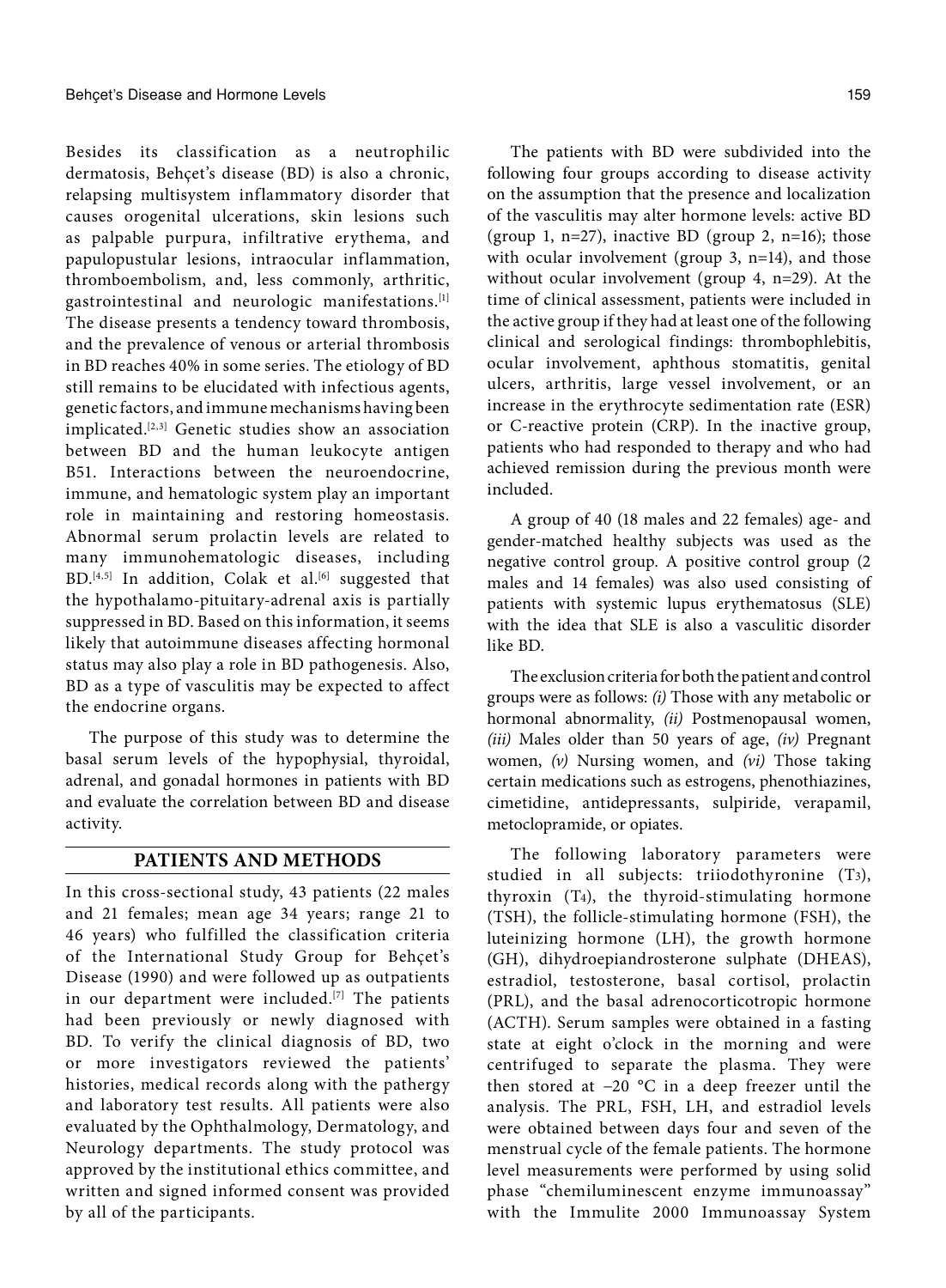Besides its classification as a neutrophilic dermatosis, Behçet's disease (BD) is also a chronic, relapsing multisystem inflammatory disorder that causes orogenital ulcerations, skin lesions such as palpable purpura, infiltrative erythema, and papulopustular lesions, intraocular inflammation, thromboembolism, and, less commonly, arthritic, gastrointestinal and neurologic manifestations.[1] The disease presents a tendency toward thrombosis, and the prevalence of venous or arterial thrombosis in BD reaches 40% in some series. The etiology of BD still remains to be elucidated with infectious agents, genetic factors, and immune mechanisms having been implicated.[2,3] Genetic studies show an association between BD and the human leukocyte antigen B51. Interactions between the neuroendocrine, immune, and hematologic system play an important role in maintaining and restoring homeostasis. Abnormal serum prolactin levels are related to many immunohematologic diseases, including BD.[4,5] In addition, Colak et al.[6] suggested that the hypothalamo-pituitary-adrenal axis is partially suppressed in BD. Based on this information, it seems likely that autoimmune diseases affecting hormonal status may also play a role in BD pathogenesis. Also, BD as a type of vasculitis may be expected to affect the endocrine organs.

The purpose of this study was to determine the basal serum levels of the hypophysial, thyroidal, adrenal, and gonadal hormones in patients with BD and evaluate the correlation between BD and disease activity.

## PATIENTS AND METHODS

In this cross-sectional study, 43 patients (22 males and 21 females; mean age 34 years; range 21 to 46 years) who fulfilled the classification criteria of the International Study Group for Behçet's Disease (1990) and were followed up as outpatients in our department were included.[7] The patients had been previously or newly diagnosed with BD. To verify the clinical diagnosis of BD, two or more investigators reviewed the patients' histories, medical records along with the pathergy and laboratory test results. All patients were also evaluated by the Ophthalmology, Dermatology, and Neurology departments. The study protocol was approved by the institutional ethics committee, and written and signed informed consent was provided by all of the participants.

The patients with BD were subdivided into the following four groups according to disease activity on the assumption that the presence and localization of the vasculitis may alter hormone levels: active BD (group 1, n=27), inactive BD (group 2, n=16); those with ocular involvement (group 3, n=14), and those without ocular involvement (group 4, n=29). At the time of clinical assessment, patients were included in the active group if they had at least one of the following clinical and serological findings: thrombophlebitis, ocular involvement, aphthous stomatitis, genital ulcers, arthritis, large vessel involvement, or an increase in the erythrocyte sedimentation rate (ESR) or C-reactive protein (CRP). In the inactive group, patients who had responded to therapy and who had achieved remission during the previous month were included.

A group of 40 (18 males and 22 females) age- and gender-matched healthy subjects was used as the negative control group. A positive control group (2 males and 14 females) was also used consisting of patients with systemic lupus erythematosus (SLE) with the idea that SLE is also a vasculitic disorder like BD.

The exclusion criteria for both the patient and control groups were as follows: *(i)* Those with any metabolic or hormonal abnormality, *(ii)* Postmenopausal women, *(iii)* Males older than 50 years of age, *(iv)* Pregnant women, *(v)* Nursing women, and *(vi)* Those taking certain medications such as estrogens, phenothiazines, cimetidine, antidepressants, sulpiride, verapamil, metoclopramide, or opiates.

The following laboratory parameters were studied in all subjects: triiodothyronine ($T_3$), thyroxin ($T_4$), the thyroid-stimulating hormone (TSH), the follicle-stimulating hormone (FSH), the luteinizing hormone (LH), the growth hormone (GH), dihydroepiandrosterone sulphate (DHEAS), estradiol, testosterone, basal cortisol, prolactin (PRL), and the basal adrenocorticotropic hormone (ACTH). Serum samples were obtained in a fasting state at eight o'clock in the morning and were centrifuged to separate the plasma. They were then stored at –20 °C in a deep freezer until the analysis. The PRL, FSH, LH, and estradiol levels were obtained between days four and seven of the menstrual cycle of the female patients. The hormone level measurements were performed by using solid phase "chemiluminescent enzyme immunoassay" with the Immulite 2000 Immunoassay System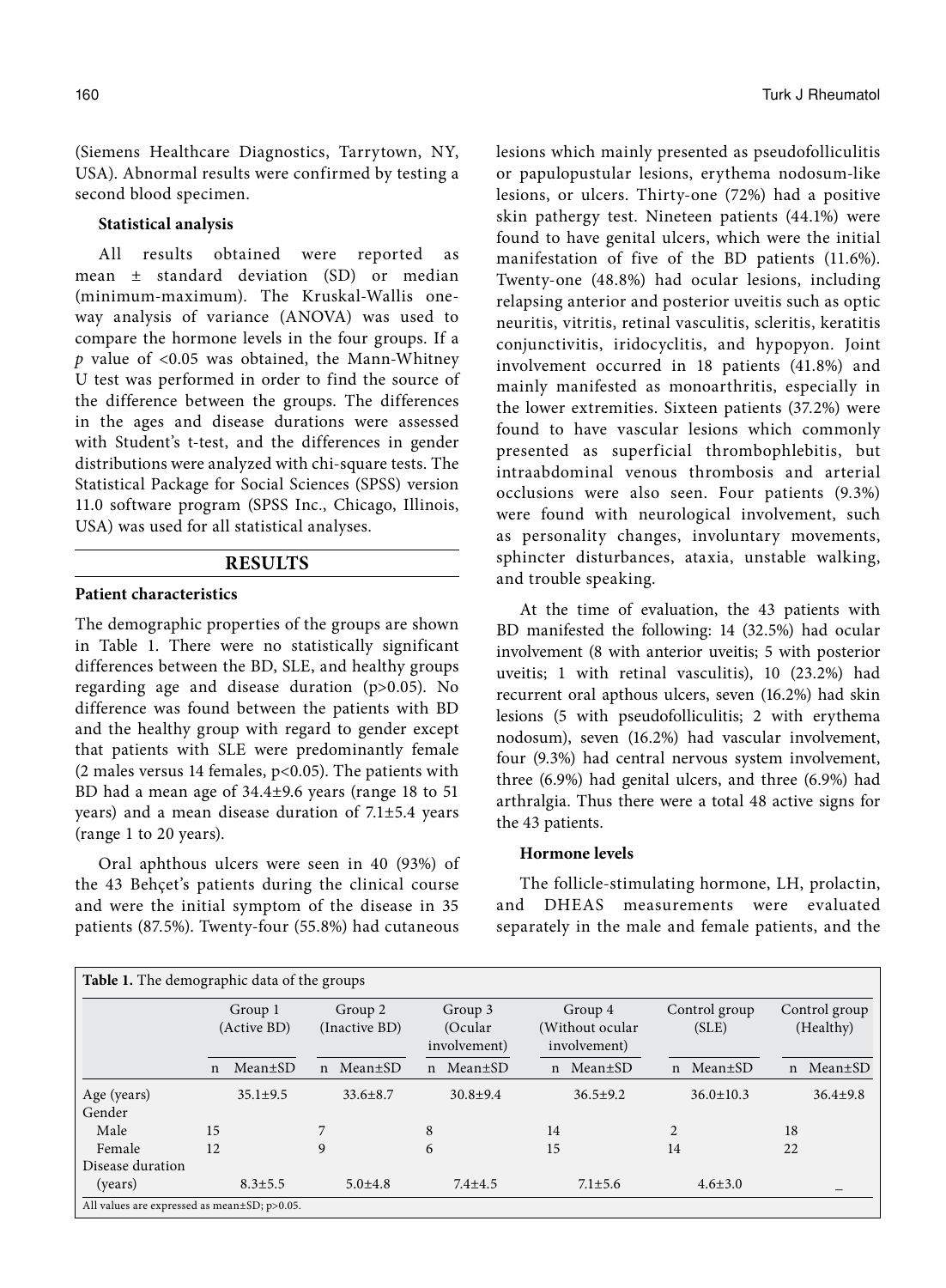(Siemens Healthcare Diagnostics, Tarrytown, NY, USA). Abnormal results were confirmed by testing a second blood specimen.

**Statistical analysis**

All results obtained were reported as mean ± standard deviation (SD) or median (minimum-maximum). The Kruskal-Wallis one-way analysis of variance (ANOVA) was used to compare the hormone levels in the four groups. If a *p* value of <0.05 was obtained, the Mann-Whitney U test was performed in order to find the source of the difference between the groups. The differences in the ages and disease durations were assessed with Student's t-test, and the differences in gender distributions were analyzed with chi-square tests. The Statistical Package for Social Sciences (SPSS) version 11.0 software program (SPSS Inc., Chicago, Illinois, USA) was used for all statistical analyses.

## RESULTS

**Patient characteristics**

The demographic properties of the groups are shown in Table 1. There were no statistically significant differences between the BD, SLE, and healthy groups regarding age and disease duration (p>0.05). No difference was found between the patients with BD and the healthy group with regard to gender except that patients with SLE were predominantly female (2 males versus 14 females, p<0.05). The patients with BD had a mean age of 34.4±9.6 years (range 18 to 51 years) and a mean disease duration of 7.1±5.4 years (range 1 to 20 years).

Oral aphthous ulcers were seen in 40 (93%) of the 43 Behçet's patients during the clinical course and were the initial symptom of the disease in 35 patients (87.5%). Twenty-four (55.8%) had cutaneous lesions which mainly presented as pseudofolliculitis or papulopustular lesions, erythema nodosum-like lesions, or ulcers. Thirty-one (72%) had a positive skin pathergy test. Nineteen patients (44.1%) were found to have genital ulcers, which were the initial manifestation of five of the BD patients (11.6%). Twenty-one (48.8%) had ocular lesions, including relapsing anterior and posterior uveitis such as optic neuritis, vitritis, retinal vasculitis, scleritis, keratitis conjunctivitis, iridocyclitis, and hypopyon. Joint involvement occurred in 18 patients (41.8%) and mainly manifested as monoarthritis, especially in the lower extremities. Sixteen patients (37.2%) were found to have vascular lesions which commonly presented as superficial thrombophlebitis, but intraabdominal venous thrombosis and arterial occlusions were also seen. Four patients (9.3%) were found with neurological involvement, such as personality changes, involuntary movements, sphincter disturbances, ataxia, unstable walking, and trouble speaking.

At the time of evaluation, the 43 patients with BD manifested the following: 14 (32.5%) had ocular involvement (8 with anterior uveitis; 5 with posterior uveitis; 1 with retinal vasculitis), 10 (23.2%) had recurrent oral apthous ulcers, seven (16.2%) had skin lesions (5 with pseudofolliculitis; 2 with erythema nodosum), seven (16.2%) had vascular involvement, four (9.3%) had central nervous system involvement, three (6.9%) had genital ulcers, and three (6.9%) had arthralgia. Thus there were a total 48 active signs for the 43 patients.

**Hormone levels**

The follicle-stimulating hormone, LH, prolactin, and DHEAS measurements were evaluated separately in the male and female patients, and the

**Table 1.** The demographic data of the groups

| | Group 1 (Active BD) | | Group 2 (Inactive BD) | | Group 3 (Ocular involvement) | | Group 4 (Without ocular involvement) | | Control group (SLE) | | Control group (Healthy) | |
|---|---|---|---|---|---|---|---|---|---|---|---|---|
| | n | Mean±SD | n | Mean±SD | n | Mean±SD | n | Mean±SD | n | Mean±SD | n | Mean±SD |
| Age (years) | | 35.1±9.5 | | 33.6±8.7 | | 30.8±9.4 | | 36.5±9.2 | | 36.0±10.3 | | 36.4±9.8 |
| Gender | | | | | | | | | | | | |
| Male | 15 | | 7 | | 8 | | 14 | | 2 | | 18 | |
| Female | 12 | | 9 | | 6 | | 15 | | 14 | | 22 | |
| Disease duration (years) | | 8.3±5.5 | | 5.0±4.8 | | 7.4±4.5 | | 7.1±5.6 | | 4.6±3.0 | | – |

All values are expressed as mean±SD; p>0.05.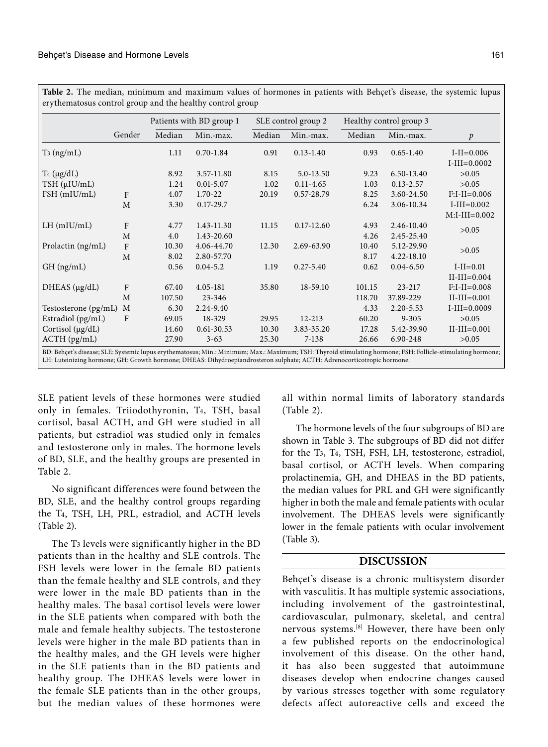**Table 2.** The median, minimum and maximum values of hormones in patients with Behçet's disease, the systemic lupus erythematosus control group and the healthy control group

| | | Patients with BD group 1 | | SLE control group 2 | | Healthy control group 3 | | |
|---|---|---|---|---|---|---|---|---|
| | Gender | Median | Min.-max. | Median | Min.-max. | Median | Min.-max. | *p* |
| $T_3$ (ng/mL) | | 1.11 | 0.70-1.84 | 0.91 | 0.13-1.40 | 0.93 | 0.65-1.40 | I-II=0.006<br>I-III=0.0002 |
| $T_4$ (μg/dL) | | 8.92 | 3.57-11.80 | 8.15 | 5.0-13.50 | 9.23 | 6.50-13.40 | >0.05 |
| TSH (μIU/mL) | | 1.24 | 0.01-5.07 | 1.02 | 0.11-4.65 | 1.03 | 0.13-2.57 | >0.05 |
| FSH (mIU/mL) | F | 4.07 | 1.70-22 | 20.19 | 0.57-28.79 | 8.25 | 3.60-24.50 | F:I-II=0.006 |
| | M | 3.30 | 0.17-29.7 | | | 6.24 | 3.06-10.34 | I-III=0.002<br>M:I-III=0.002 |
| LH (mIU/mL) | F | 4.77 | 1.43-11.30 | 11.15 | 0.17-12.60 | 4.93 | 2.46-10.40 | >0.05 |
| | M | 4.0 | 1.43-20.60 | | | 4.26 | 2.45-25.40 | |
| Prolactin (ng/mL) | F | 10.30 | 4.06-44.70 | 12.30 | 2.69-63.90 | 10.40 | 5.12-29.90 | >0.05 |
| | M | 8.02 | 2.80-57.70 | | | 8.17 | 4.22-18.10 | |
| GH (ng/mL) | | 0.56 | 0.04-5.2 | 1.19 | 0.27-5.40 | 0.62 | 0.04-6.50 | I-II=0.01<br>II-III=0.004 |
| DHEAS (μg/dL) | F | 67.40 | 4.05-181 | 35.80 | 18-59.10 | 101.15 | 23-217 | F:I-II=0.008 |
| | M | 107.50 | 23-346 | | | 118.70 | 37.89-229 | II-III=0.001 |
| Testosterone (pg/mL) | M | 6.30 | 2.24-9.40 | | | 4.33 | 2.20-5.53 | I-III=0.0009 |
| Estradiol (pg/mL) | F | 69.05 | 18-329 | 29.95 | 12-213 | 60.20 | 9-305 | >0.05 |
| Cortisol (μg/dL) | | 14.60 | 0.61-30.53 | 10.30 | 3.83-35.20 | 17.28 | 5.42-39.90 | II-III=0.001 |
| ACTH (pg/mL) | | 27.90 | 3-63 | 25.30 | 7-138 | 26.66 | 6.90-248 | >0.05 |

BD: Behçet's disease; SLE: Systemic lupus erythematosus; Min.: Minimum; Max.: Maximum; TSH: Thyroid stimulating hormone; FSH: Follicle-stimulating hormone; LH: Luteinizing hormone; GH: Growth hormone; DHEAS: Dihydroepiandrosteron sulphate; ACTH: Adrenocorticotropic hormone.

SLE patient levels of these hormones were studied only in females. Triiodothyronin, $T_4$, TSH, basal cortisol, basal ACTH, and GH were studied in all patients, but estradiol was studied only in females and testosterone only in males. The hormone levels of BD, SLE, and the healthy groups are presented in Table 2.

No significant differences were found between the BD, SLE, and the healthy control groups regarding the $T_4$, TSH, LH, PRL, estradiol, and ACTH levels (Table 2).

The $T_3$ levels were significantly higher in the BD patients than in the healthy and SLE controls. The FSH levels were lower in the female BD patients than the female healthy and SLE controls, and they were lower in the male BD patients than in the healthy males. The basal cortisol levels were lower in the SLE patients when compared with both the male and female healthy subjects. The testosterone levels were higher in the male BD patients than in the healthy males, and the GH levels were higher in the SLE patients than in the BD patients and healthy group. The DHEAS levels were lower in the female SLE patients than in the other groups, but the median values of these hormones were all within normal limits of laboratory standards (Table 2).

The hormone levels of the four subgroups of BD are shown in Table 3. The subgroups of BD did not differ for the $T_3$, $T_4$, TSH, FSH, LH, testosterone, estradiol, basal cortisol, or ACTH levels. When comparing prolactinemia, GH, and DHEAS in the BD patients, the median values for PRL and GH were significantly higher in both the male and female patients with ocular involvement. The DHEAS levels were significantly lower in the female patients with ocular involvement (Table 3).

## DISCUSSION

Behçet's disease is a chronic multisystem disorder with vasculitis. It has multiple systemic associations, including involvement of the gastrointestinal, cardiovascular, pulmonary, skeletal, and central nervous systems.[8] However, there have been only a few published reports on the endocrinological involvement of this disease. On the other hand, it has also been suggested that autoimmune diseases develop when endocrine changes caused by various stresses together with some regulatory defects affect autoreactive cells and exceed the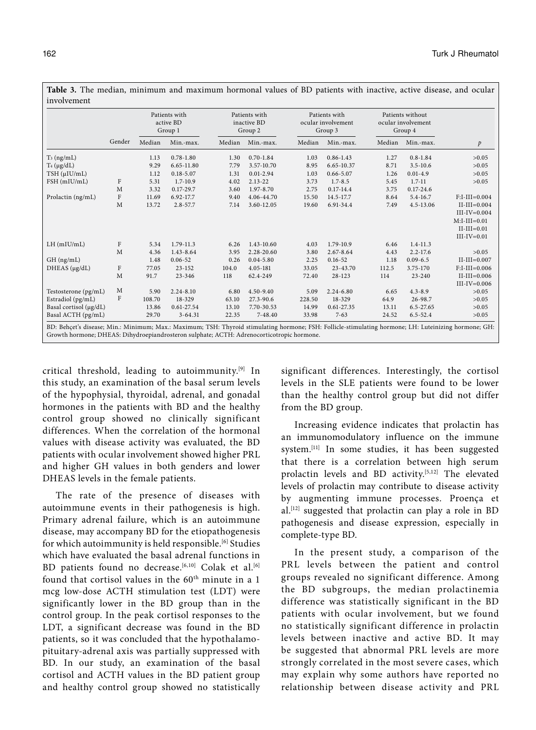**Table 3.** The median, minimum and maximum hormonal values of BD patients with inactive, active disease, and ocular involvement

| | | Patients with active BD Group 1 | | Patients with inactive BD Group 2 | | Patients with ocular involvement Group 3 | | Patients without ocular involvement Group 4 | | |
|---|---|---|---|---|---|---|---|---|---|---|
| | Gender | Median | Min.-max. | Median | Min.-max. | Median | Min.-max. | Median | Min.-max. | *p* |
| $T_3$ (ng/mL) | | 1.13 | 0.78-1.80 | 1.30 | 0.70-1.84 | 1.03 | 0.86-1.43 | 1.27 | 0.8-1.84 | >0.05 |
| $T_4$ (µg/dL) | | 9.29 | 6.65-11.80 | 7.79 | 3.57-10.70 | 8.95 | 6.65-10.37 | 8.71 | 3.5-10.6 | >0.05 |
| TSH (µIU/mL) | | 1.12 | 0.18-5.07 | 1.31 | 0.01-2.94 | 1.03 | 0.66-5.07 | 1.26 | 0.01-4.9 | >0.05 |
| FSH (mIU/mL) | F | 5.31 | 1.7-10.9 | 4.02 | 2.13-22 | 3.73 | 1.7-8.5 | 5.45 | 1.7-11 | >0.05 |
| | M | 3.32 | 0.17-29.7 | 3.60 | 1.97-8.70 | 2.75 | 0.17-14.4 | 3.75 | 0.17-24.6 | |
| Prolactin (ng/mL) | F | 11.69 | 6.92-17.7 | 9.40 | 4.06-44.70 | 15.50 | 14.5-17.7 | 8.64 | 5.4-16.7 | F:I-III=0.004 II-III=0.004 III-IV=0.004 |
| | M | 13.72 | 2.8-57.7 | 7.14 | 3.60-12.05 | 19.60 | 6.91-34.4 | 7.49 | 4.5-13.06 | M:I-III=0.01 II-III=0.01 III-IV=0.01 |
| LH (mIU/mL) | F | 5.34 | 1.79-11.3 | 6.26 | 1.43-10.60 | 4.03 | 1.79-10.9 | 6.46 | 1.4-11.3 | |
| | M | 4.36 | 1.43-8.64 | 3.95 | 2.28-20.60 | 3.80 | 2.67-8.64 | 4.43 | 2.2-17.6 | >0.05 |
| GH (ng/mL) | | 1.48 | 0.06-52 | 0.26 | 0.04-5.80 | 2.25 | 0.16-52 | 1.18 | 0.09-6.5 | II-III=0.007 |
| DHEAS (µg/dL) | F | 77.05 | 23-152 | 104.0 | 4.05-181 | 33.05 | 23-43.70 | 112.5 | 3.75-170 | F:I-III=0.006 |
| | M | 91.7 | 23-346 | 118 | 62.4-249 | 72.40 | 28-123 | 114 | 23-240 | II-III=0.006 III-IV=0.006 |
| Testosterone (pg/mL) | M | 5.90 | 2.24-8.10 | 6.80 | 4.50-9.40 | 5.09 | 2.24-6.80 | 6.65 | 4.3-8.9 | >0.05 |
| Estradiol (pg/mL) | F | 108.70 | 18-329 | 63.10 | 27.3-90.6 | 228.50 | 18-329 | 64.9 | 26-98.7 | >0.05 |
| Basal cortisol (µg/dL) | | 13.86 | 0.61-27.54 | 13.10 | 7.70-30.53 | 14.99 | 0.61-27.35 | 13.11 | 6.5-27.65 | >0.05 |
| Basal ACTH (pg/mL) | | 29.70 | 3-64.31 | 22.35 | 7-48.40 | 33.98 | 7-63 | 24.52 | 6.5-52.4 | >0.05 |

BD: Behçet's disease; Min.: Minimum; Max.: Maximum; TSH: Thyroid stimulating hormone; FSH: Follicle-stimulating hormone; LH: Luteinizing hormone; GH: Growth hormone; DHEAS: Dihydroepiandrosteron sulphate; ACTH: Adrenocorticotropic hormone.

critical threshold, leading to autoimmunity.[9] In this study, an examination of the basal serum levels of the hypophysial, thyroidal, adrenal, and gonadal hormones in the patients with BD and the healthy control group showed no clinically significant differences. When the correlation of the hormonal values with disease activity was evaluated, the BD patients with ocular involvement showed higher PRL and higher GH values in both genders and lower DHEAS levels in the female patients.

The rate of the presence of diseases with autoimmune events in their pathogenesis is high. Primary adrenal failure, which is an autoimmune disease, may accompany BD for the etiopathogenesis for which autoimmunity is held responsible.[6] Studies which have evaluated the basal adrenal functions in BD patients found no decrease.[6,10] Colak et al.[6] found that cortisol values in the 60th minute in a 1 mcg low-dose ACTH stimulation test (LDT) were significantly lower in the BD group than in the control group. In the peak cortisol responses to the LDT, a significant decrease was found in the BD patients, so it was concluded that the hypothalamo-pituitary-adrenal axis was partially suppressed with BD. In our study, an examination of the basal cortisol and ACTH values in the BD patient group and healthy control group showed no statistically significant differences. Interestingly, the cortisol levels in the SLE patients were found to be lower than the healthy control group but did not differ from the BD group.

Increasing evidence indicates that prolactin has an immunomodulatory influence on the immune system.[11] In some studies, it has been suggested that there is a correlation between high serum prolactin levels and BD activity.[5,12] The elevated levels of prolactin may contribute to disease activity by augmenting immune processes. Proença et al.[12] suggested that prolactin can play a role in BD pathogenesis and disease expression, especially in complete-type BD.

In the present study, a comparison of the PRL levels between the patient and control groups revealed no significant difference. Among the BD subgroups, the median prolactinemia difference was statistically significant in the BD patients with ocular involvement, but we found no statistically significant difference in prolactin levels between inactive and active BD. It may be suggested that abnormal PRL levels are more strongly correlated in the most severe cases, which may explain why some authors have reported no relationship between disease activity and PRL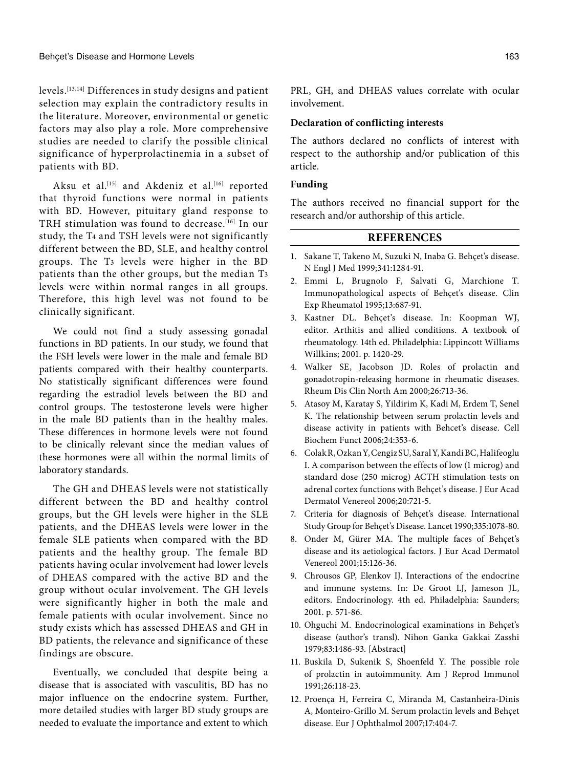levels.[13,14] Differences in study designs and patient selection may explain the contradictory results in the literature. Moreover, environmental or genetic factors may also play a role. More comprehensive studies are needed to clarify the possible clinical significance of hyperprolactinemia in a subset of patients with BD.

Aksu et al.[15] and Akdeniz et al.[16] reported that thyroid functions were normal in patients with BD. However, pituitary gland response to TRH stimulation was found to decrease.[16] In our study, the $T_4$ and TSH levels were not significantly different between the BD, SLE, and healthy control groups. The $T_3$ levels were higher in the BD patients than the other groups, but the median $T_3$ levels were within normal ranges in all groups. Therefore, this high level was not found to be clinically significant.

We could not find a study assessing gonadal functions in BD patients. In our study, we found that the FSH levels were lower in the male and female BD patients compared with their healthy counterparts. No statistically significant differences were found regarding the estradiol levels between the BD and control groups. The testosterone levels were higher in the male BD patients than in the healthy males. These differences in hormone levels were not found to be clinically relevant since the median values of these hormones were all within the normal limits of laboratory standards.

The GH and DHEAS levels were not statistically different between the BD and healthy control groups, but the GH levels were higher in the SLE patients, and the DHEAS levels were lower in the female SLE patients when compared with the BD patients and the healthy group. The female BD patients having ocular involvement had lower levels of DHEAS compared with the active BD and the group without ocular involvement. The GH levels were significantly higher in both the male and female patients with ocular involvement. Since no study exists which has assessed DHEAS and GH in BD patients, the relevance and significance of these findings are obscure.

Eventually, we concluded that despite being a disease that is associated with vasculitis, BD has no major influence on the endocrine system. Further, more detailed studies with larger BD study groups are needed to evaluate the importance and extent to which PRL, GH, and DHEAS values correlate with ocular involvement.

#### Declaration of conflicting interests

The authors declared no conflicts of interest with respect to the authorship and/or publication of this article.

#### Funding

The authors received no financial support for the research and/or authorship of this article.

## REFERENCES

1. Sakane T, Takeno M, Suzuki N, Inaba G. Behçet's disease. N Engl J Med 1999;341:1284-91.
2. Emmi L, Brugnolo F, Salvati G, Marchione T. Immunopathological aspects of Behçet's disease. Clin Exp Rheumatol 1995;13:687-91.
3. Kastner DL. Behçet's disease. In: Koopman WJ, editor. Arthitis and allied conditions. A textbook of rheumatology. 14th ed. Philadelphia: Lippincott Williams Willkins; 2001. p. 1420-29.
4. Walker SE, Jacobson JD. Roles of prolactin and gonadotropin-releasing hormone in rheumatic diseases. Rheum Dis Clin North Am 2000;26:713-36.
5. Atasoy M, Karatay S, Yildirim K, Kadi M, Erdem T, Senel K. The relationship between serum prolactin levels and disease activity in patients with Behcet's disease. Cell Biochem Funct 2006;24:353-6.
6. Colak R, Ozkan Y, Cengiz SU, Saral Y, Kandi BC, Halifeoglu I. A comparison between the effects of low (1 microg) and standard dose (250 microg) ACTH stimulation tests on adrenal cortex functions with Behçet's disease. J Eur Acad Dermatol Venereol 2006;20:721-5.
7. Criteria for diagnosis of Behçet's disease. International Study Group for Behçet's Disease. Lancet 1990;335:1078-80.
8. Onder M, Gürer MA. The multiple faces of Behçet's disease and its aetiological factors. J Eur Acad Dermatol Venereol 2001;15:126-36.
9. Chrousos GP, Elenkov IJ. Interactions of the endocrine and immune systems. In: De Groot LJ, Jameson JL, editors. Endocrinology. 4th ed. Philadelphia: Saunders; 2001. p. 571-86.
10. Ohguchi M. Endocrinological examinations in Behçet's disease (author's transl). Nihon Ganka Gakkai Zasshi 1979;83:1486-93. [Abstract]
11. Buskila D, Sukenik S, Shoenfeld Y. The possible role of prolactin in autoimmunity. Am J Reprod Immunol 1991;26:118-23.
12. Proença H, Ferreira C, Miranda M, Castanheira-Dinis A, Monteiro-Grillo M. Serum prolactin levels and Behçet disease. Eur J Ophthalmol 2007;17:404-7.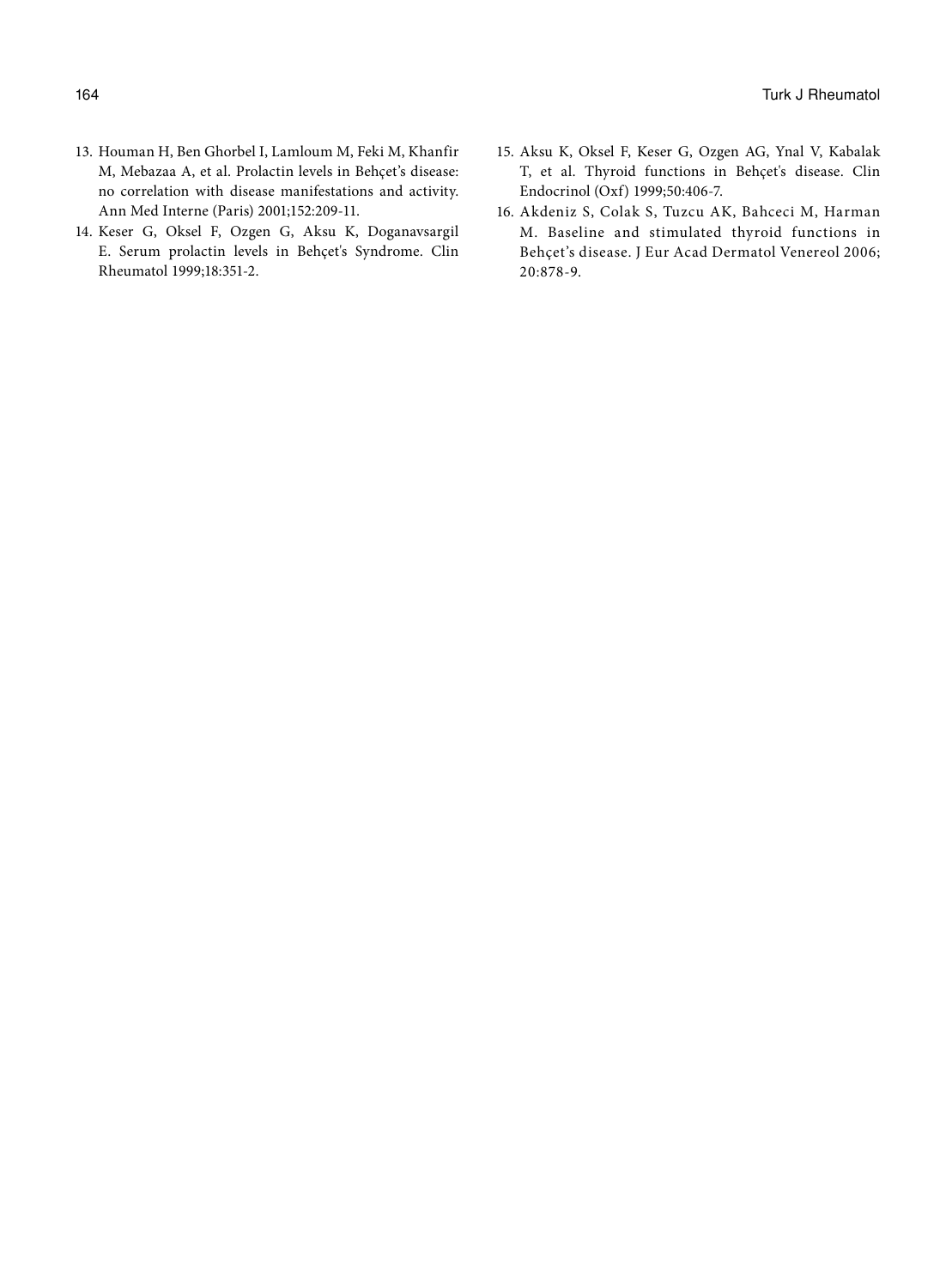13. Houman H, Ben Ghorbel I, Lamloum M, Feki M, Khanfir M, Mebazaa A, et al. Prolactin levels in Behçet's disease: no correlation with disease manifestations and activity. Ann Med Interne (Paris) 2001;152:209-11.
14. Keser G, Oksel F, Ozgen G, Aksu K, Doganavsargil E. Serum prolactin levels in Behçet's Syndrome. Clin Rheumatol 1999;18:351-2.
15. Aksu K, Oksel F, Keser G, Ozgen AG, Ynal V, Kabalak T, et al. Thyroid functions in Behçet's disease. Clin Endocrinol (Oxf) 1999;50:406-7.
16. Akdeniz S, Colak S, Tuzcu AK, Bahceci M, Harman M. Baseline and stimulated thyroid functions in Behçet's disease. J Eur Acad Dermatol Venereol 2006; 20:878-9.